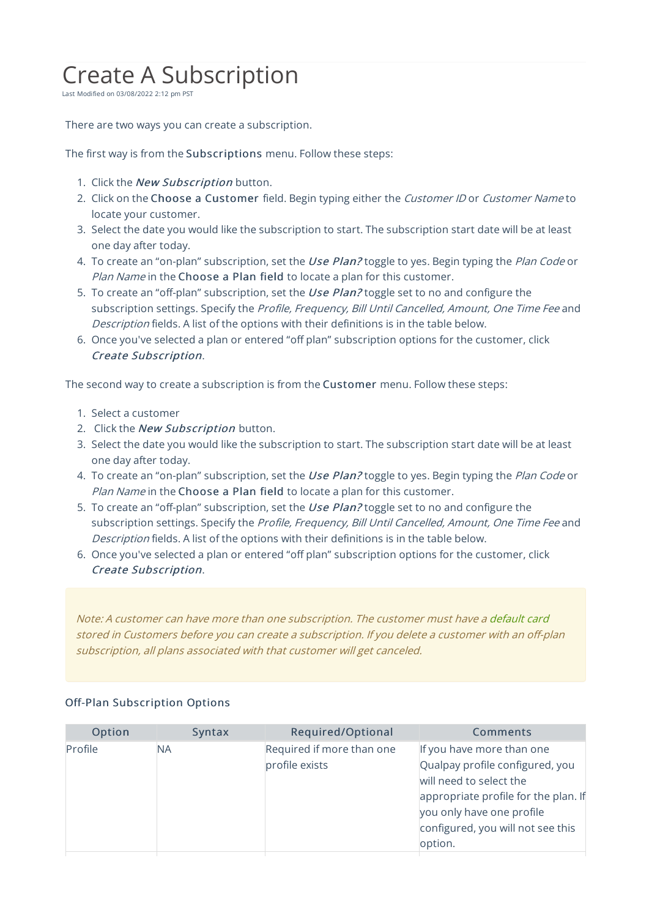# Create A Subscription

Last Modified on 03/08/2022 2:12 pm PST

There are two ways you can create a subscription.

The first way is from the **Subscriptions** menu. Follow these steps:

1. Click the ***New Subscription*** button.
2. Click on the **Choose a Customer** field. Begin typing either the *Customer ID* or *Customer Name* to locate your customer.
3. Select the date you would like the subscription to start. The subscription start date will be at least one day after today.
4. To create an "on-plan" subscription, set the ***Use Plan?*** toggle to yes. Begin typing the *Plan Code* or *Plan Name* in the **Choose a Plan field** to locate a plan for this customer.
5. To create an "off-plan" subscription, set the ***Use Plan?*** toggle set to no and configure the subscription settings. Specify the *Profile, Frequency, Bill Until Cancelled, Amount, One Time Fee* and *Description* fields. A list of the options with their definitions is in the table below.
6. Once you've selected a plan or entered "off plan" subscription options for the customer, click ***Create Subscription***.

The second way to create a subscription is from the **Customer** menu. Follow these steps:

1. Select a customer
2. Click the ***New Subscription*** button.
3. Select the date you would like the subscription to start. The subscription start date will be at least one day after today.
4. To create an "on-plan" subscription, set the ***Use Plan?*** toggle to yes. Begin typing the *Plan Code* or *Plan Name* in the **Choose a Plan field** to locate a plan for this customer.
5. To create an "off-plan" subscription, set the ***Use Plan?*** toggle set to no and configure the subscription settings. Specify the *Profile, Frequency, Bill Until Cancelled, Amount, One Time Fee* and *Description* fields. A list of the options with their definitions is in the table below.
6. Once you've selected a plan or entered "off plan" subscription options for the customer, click ***Create Subscription***.

> *Note: A customer can have more than one subscription. The customer must have a default card stored in Customers before you can create a subscription. If you delete a customer with an off-plan subscription, all plans associated with that customer will get canceled.*

### Off-Plan Subscription Options

| Option | Syntax | Required/Optional | Comments |
|---|---|---|---|
| Profile | NA | Required if more than one profile exists | If you have more than one Qualpay profile configured, you will need to select the appropriate profile for the plan. If you only have one profile configured, you will not see this option. |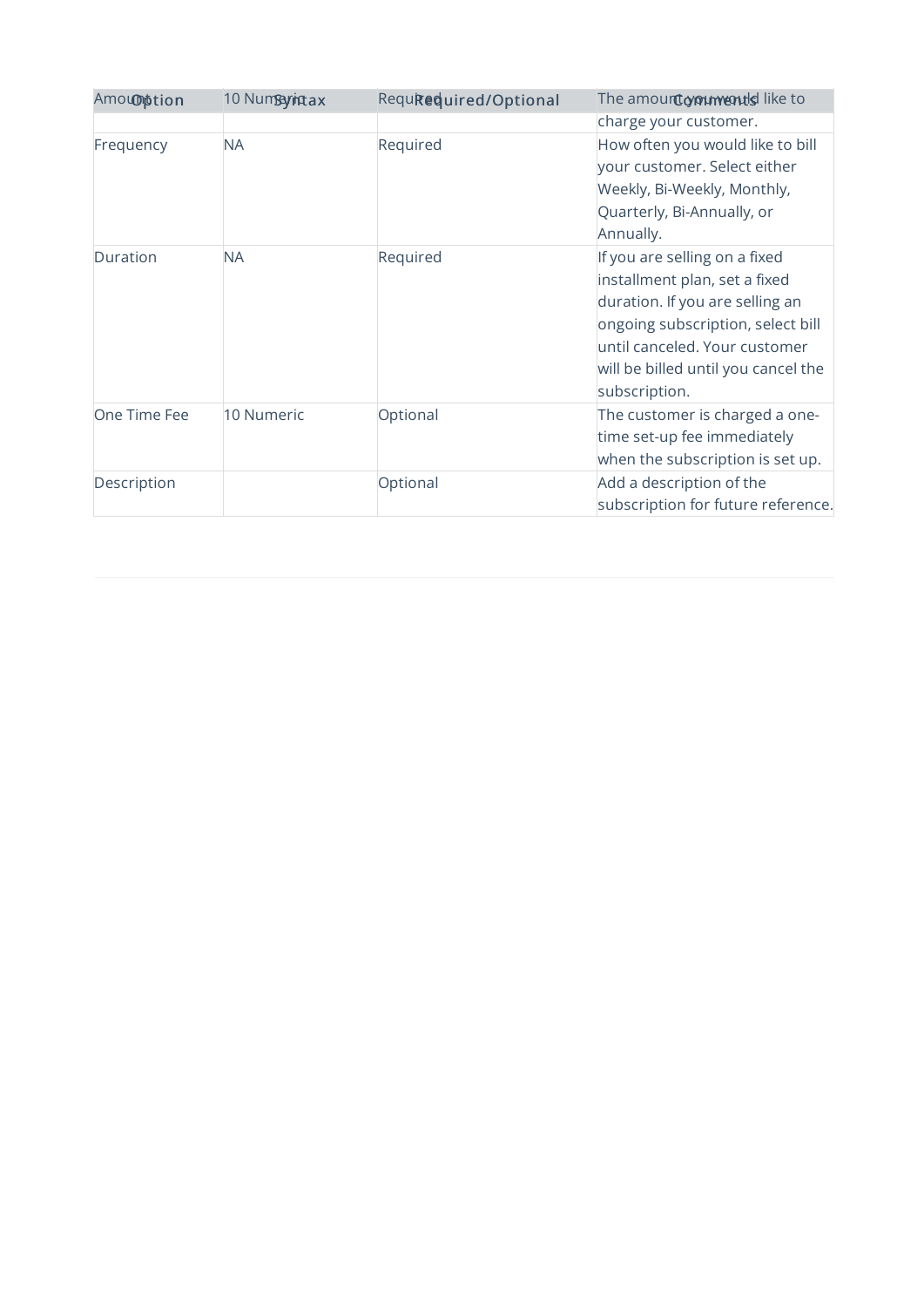| Option | Syntax | Required/Optional | Comments |
| --- | --- | --- | --- |
| Amount | 10 Numeric | Required | The amount you would like to charge your customer. |
| Frequency | NA | Required | How often you would like to bill your customer. Select either Weekly, Bi-Weekly, Monthly, Quarterly, Bi-Annually, or Annually. |
| Duration | NA | Required | If you are selling on a fixed installment plan, set a fixed duration. If you are selling an ongoing subscription, select bill until canceled. Your customer will be billed until you cancel the subscription. |
| One Time Fee | 10 Numeric | Optional | The customer is charged a one-time set-up fee immediately when the subscription is set up. |
| Description | | Optional | Add a description of the subscription for future reference. |